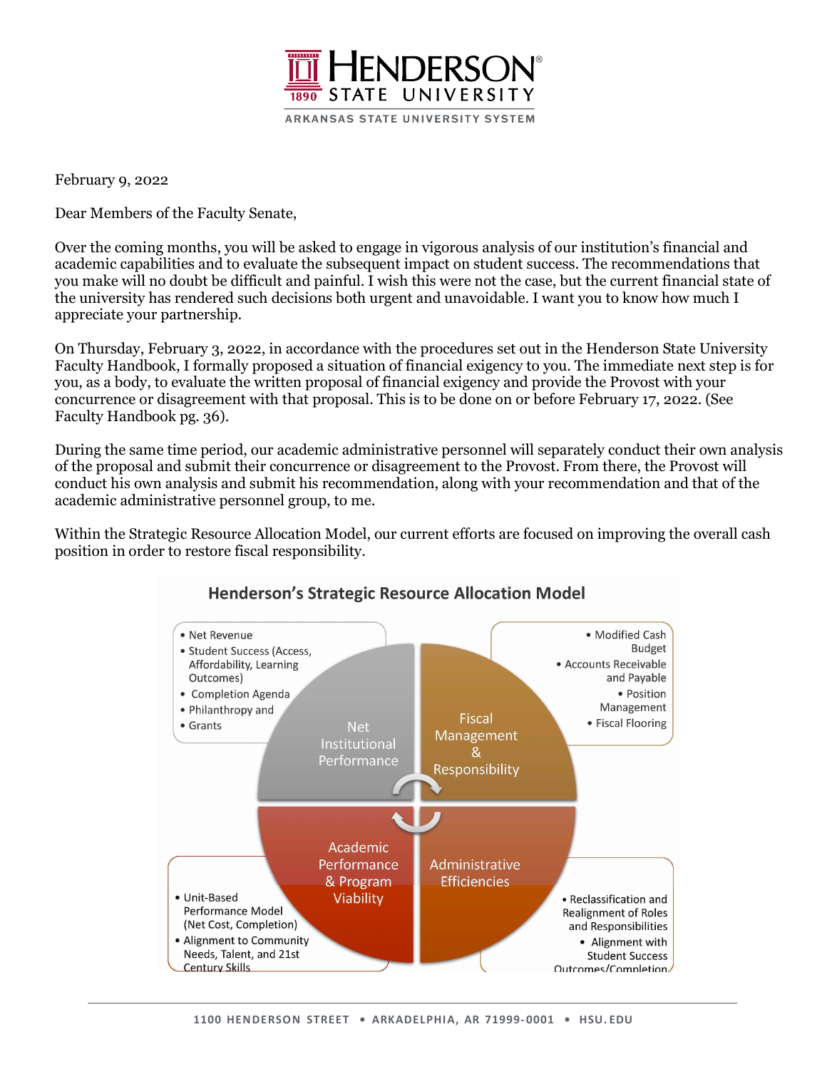# HENDERSON STATE UNIVERSITY

1890

ARKANSAS STATE UNIVERSITY SYSTEM

February 9, 2022

Dear Members of the Faculty Senate,

Over the coming months, you will be asked to engage in vigorous analysis of our institution's financial and academic capabilities and to evaluate the subsequent impact on student success. The recommendations that you make will no doubt be difficult and painful. I wish this were not the case, but the current financial state of the university has rendered such decisions both urgent and unavoidable. I want you to know how much I appreciate your partnership.

On Thursday, February 3, 2022, in accordance with the procedures set out in the Henderson State University Faculty Handbook, I formally proposed a situation of financial exigency to you. The immediate next step is for you, as a body, to evaluate the written proposal of financial exigency and provide the Provost with your concurrence or disagreement with that proposal. This is to be done on or before February 17, 2022. (See Faculty Handbook pg. 36).

During the same time period, our academic administrative personnel will separately conduct their own analysis of the proposal and submit their concurrence or disagreement to the Provost. From there, the Provost will conduct his own analysis and submit his recommendation, along with your recommendation and that of the academic administrative personnel group, to me.

Within the Strategic Resource Allocation Model, our current efforts are focused on improving the overall cash position in order to restore fiscal responsibility.

## Henderson's Strategic Resource Allocation Model

**Net Institutional Performance**
- Net Revenue
- Student Success (Access, Affordability, Learning Outcomes)
- Completion Agenda
- Philanthropy and
- Grants

**Fiscal Management & Responsibility**
- Modified Cash Budget
- Accounts Receivable and Payable
- Position Management
- Fiscal Flooring

**Academic Performance & Program Viability**
- Unit-Based Performance Model (Net Cost, Completion)
- Alignment to Community Needs, Talent, and 21st Century Skills

**Administrative Efficiencies**
- Reclassification and Realignment of Roles and Responsibilities
- Alignment with Student Success Outcomes/Completion

1100 HENDERSON STREET • ARKADELPHIA, AR 71999-0001 • HSU.EDU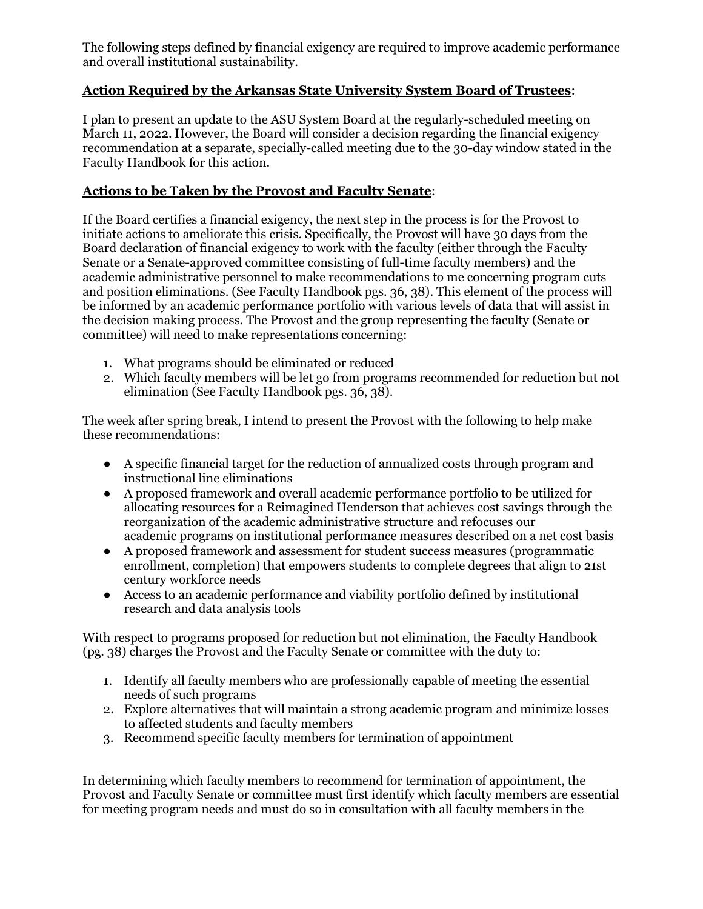The following steps defined by financial exigency are required to improve academic performance and overall institutional sustainability.

**Action Required by the Arkansas State University System Board of Trustees**:

I plan to present an update to the ASU System Board at the regularly-scheduled meeting on March 11, 2022. However, the Board will consider a decision regarding the financial exigency recommendation at a separate, specially-called meeting due to the 30-day window stated in the Faculty Handbook for this action.

**Actions to be Taken by the Provost and Faculty Senate**:

If the Board certifies a financial exigency, the next step in the process is for the Provost to initiate actions to ameliorate this crisis. Specifically, the Provost will have 30 days from the Board declaration of financial exigency to work with the faculty (either through the Faculty Senate or a Senate-approved committee consisting of full-time faculty members) and the academic administrative personnel to make recommendations to me concerning program cuts and position eliminations. (See Faculty Handbook pgs. 36, 38). This element of the process will be informed by an academic performance portfolio with various levels of data that will assist in the decision making process. The Provost and the group representing the faculty (Senate or committee) will need to make representations concerning:

1. What programs should be eliminated or reduced
2. Which faculty members will be let go from programs recommended for reduction but not elimination (See Faculty Handbook pgs. 36, 38).

The week after spring break, I intend to present the Provost with the following to help make these recommendations:

- A specific financial target for the reduction of annualized costs through program and instructional line eliminations
- A proposed framework and overall academic performance portfolio to be utilized for allocating resources for a Reimagined Henderson that achieves cost savings through the reorganization of the academic administrative structure and refocuses our academic programs on institutional performance measures described on a net cost basis
- A proposed framework and assessment for student success measures (programmatic enrollment, completion) that empowers students to complete degrees that align to 21st century workforce needs
- Access to an academic performance and viability portfolio defined by institutional research and data analysis tools

With respect to programs proposed for reduction but not elimination, the Faculty Handbook (pg. 38) charges the Provost and the Faculty Senate or committee with the duty to:

1. Identify all faculty members who are professionally capable of meeting the essential needs of such programs
2. Explore alternatives that will maintain a strong academic program and minimize losses to affected students and faculty members
3. Recommend specific faculty members for termination of appointment

In determining which faculty members to recommend for termination of appointment, the Provost and Faculty Senate or committee must first identify which faculty members are essential for meeting program needs and must do so in consultation with all faculty members in the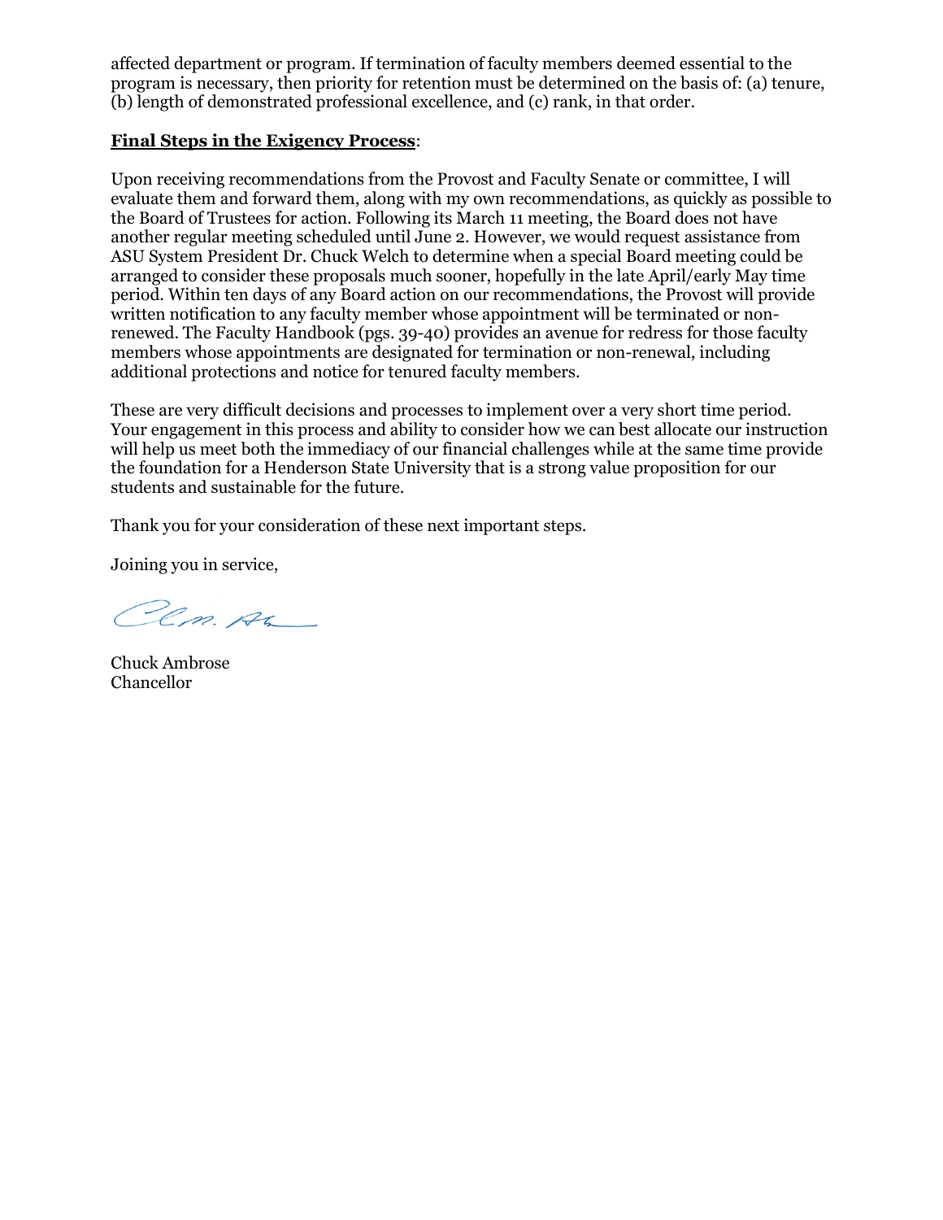affected department or program. If termination of faculty members deemed essential to the program is necessary, then priority for retention must be determined on the basis of: (a) tenure, (b) length of demonstrated professional excellence, and (c) rank, in that order.

**Final Steps in the Exigency Process**:

Upon receiving recommendations from the Provost and Faculty Senate or committee, I will evaluate them and forward them, along with my own recommendations, as quickly as possible to the Board of Trustees for action. Following its March 11 meeting, the Board does not have another regular meeting scheduled until June 2. However, we would request assistance from ASU System President Dr. Chuck Welch to determine when a special Board meeting could be arranged to consider these proposals much sooner, hopefully in the late April/early May time period. Within ten days of any Board action on our recommendations, the Provost will provide written notification to any faculty member whose appointment will be terminated or non-renewed. The Faculty Handbook (pgs. 39-40) provides an avenue for redress for those faculty members whose appointments are designated for termination or non-renewal, including additional protections and notice for tenured faculty members.

These are very difficult decisions and processes to implement over a very short time period. Your engagement in this process and ability to consider how we can best allocate our instruction will help us meet both the immediacy of our financial challenges while at the same time provide the foundation for a Henderson State University that is a strong value proposition for our students and sustainable for the future.

Thank you for your consideration of these next important steps.

Joining you in service,

Chuck Ambrose
Chancellor